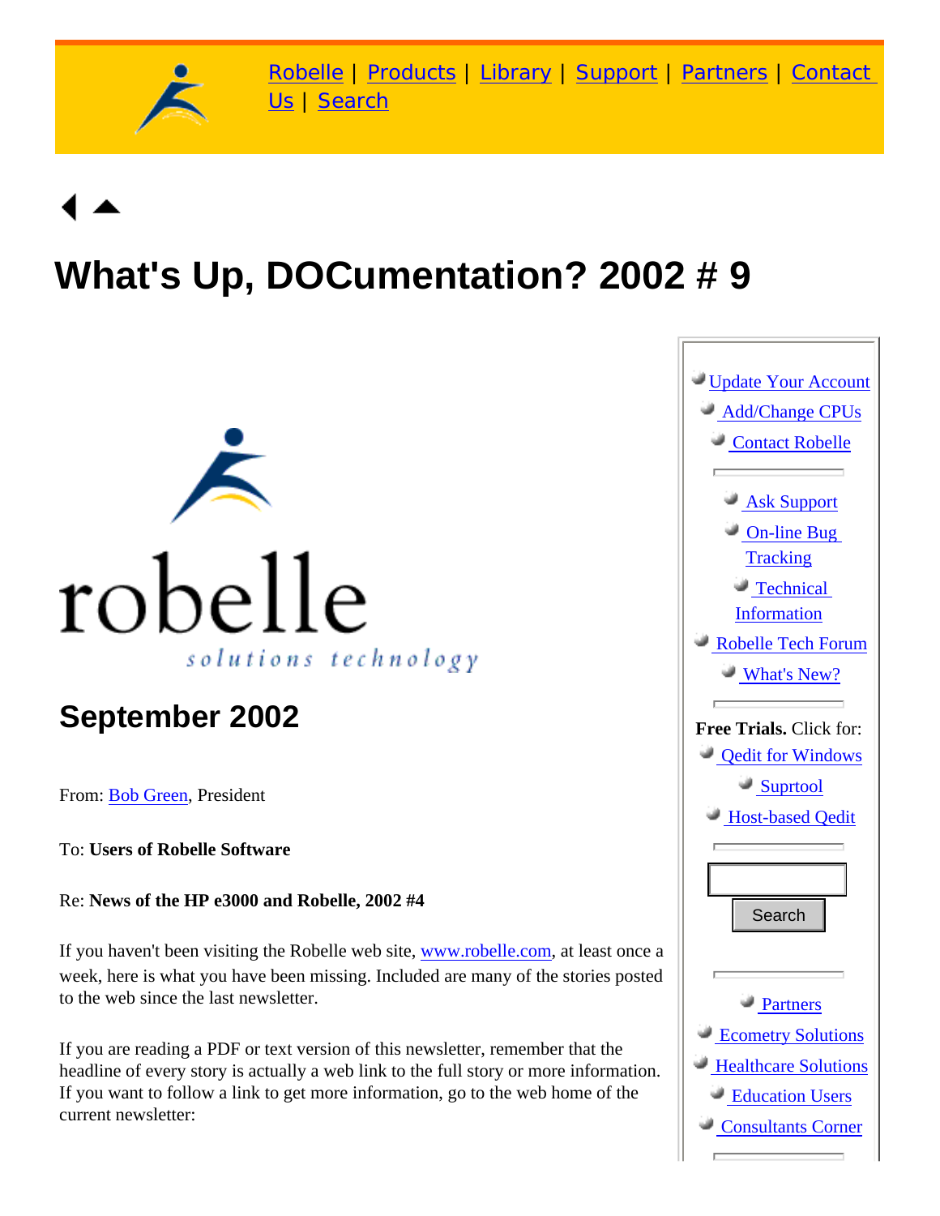Robelle | Products | Library | Support | Partners | Contact Us | Search

# What's Up, DOCumentation? 2002 # 9

robelle

*solutions technology*

## September 2002

From: Bob Green, President

To: **Users of Robelle Software**

Re: **News of the HP e3000 and Robelle, 2002 #4**

If you haven't been visiting the Robelle web site, www.robelle.com, at least once a week, here is what you have been missing. Included are many of the stories posted to the web since the last newsletter.

If you are reading a PDF or text version of this newsletter, remember that the headline of every story is actually a web link to the full story or more information. If you want to follow a link to get more information, go to the web home of the current newsletter:

- Update Your Account
- Add/Change CPUs
- Contact Robelle

---

- Ask Support
- On-line Bug Tracking
- Technical Information
- Robelle Tech Forum
- What's New?

---

**Free Trials.** Click for:

- Qedit for Windows
- Suprtool
- Host-based Qedit

---

Search

---

- Partners
- Ecometry Solutions
- Healthcare Solutions
- Education Users
- Consultants Corner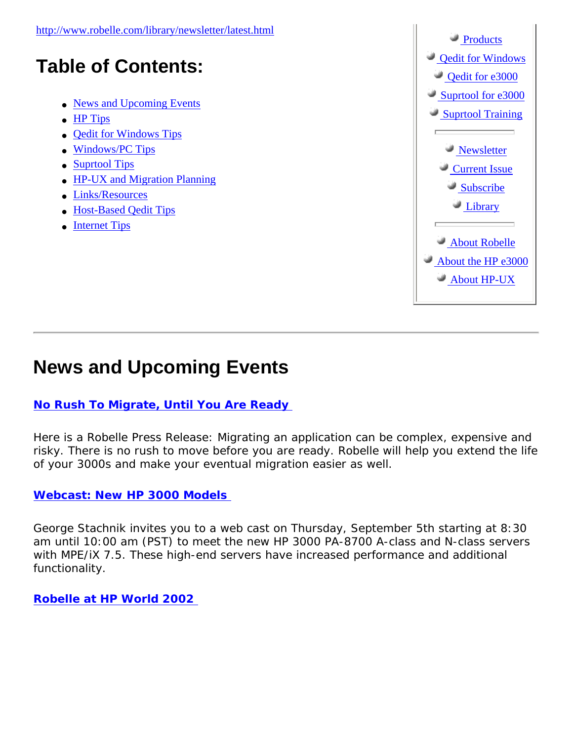http://www.robelle.com/library/newsletter/latest.html

# Table of Contents:

- News and Upcoming Events
- HP Tips
- Qedit for Windows Tips
- Windows/PC Tips
- Suprtool Tips
- HP-UX and Migration Planning
- Links/Resources
- Host-Based Qedit Tips
- Internet Tips

- Products
- Qedit for Windows
- Qedit for e3000
- Suprtool for e3000
- Suprtool Training

---

- Newsletter
- Current Issue
- Subscribe
- Library

---

- About Robelle
- About the HP e3000
- About HP-UX

---

# News and Upcoming Events

**No Rush To Migrate, Until You Are Ready**

Here is a Robelle Press Release: Migrating an application can be complex, expensive and risky. There is no rush to move before you are ready. Robelle will help you extend the life of your 3000s and make your eventual migration easier as well.

**Webcast: New HP 3000 Models**

George Stachnik invites you to a web cast on Thursday, September 5th starting at 8:30 am until 10:00 am (PST) to meet the new HP 3000 PA-8700 A-class and N-class servers with MPE/iX 7.5. These high-end servers have increased performance and additional functionality.

**Robelle at HP World 2002**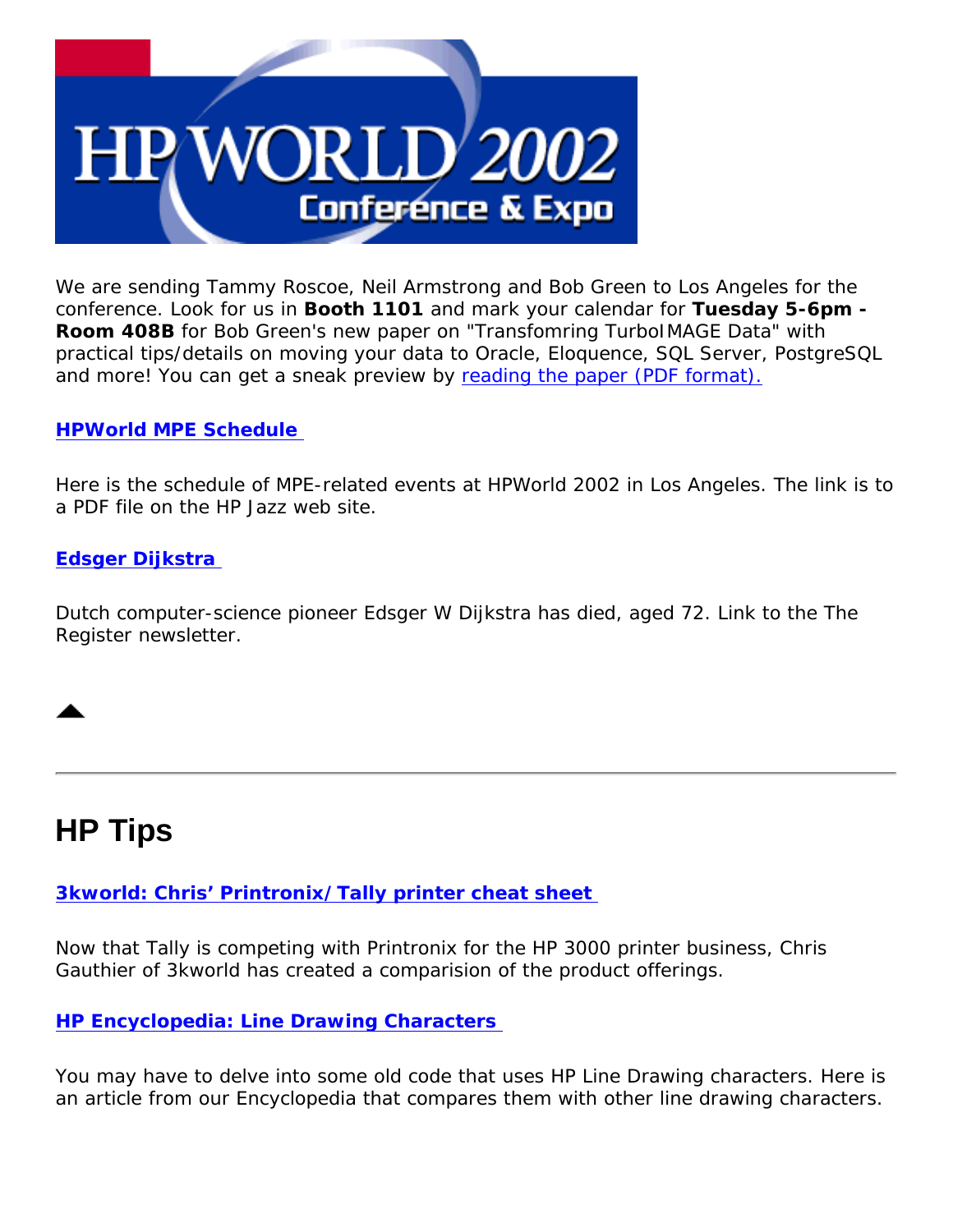We are sending Tammy Roscoe, Neil Armstrong and Bob Green to Los Angeles for the conference. Look for us in **Booth 1101** and mark your calendar for **Tuesday 5-6pm - Room 408B** for Bob Green's new paper on "Transfomring TurboIMAGE Data" with practical tips/details on moving your data to Oracle, Eloquence, SQL Server, PostgreSQL and more! You can get a sneak preview by reading the paper (PDF format).

**HPWorld MPE Schedule**

Here is the schedule of MPE-related events at HPWorld 2002 in Los Angeles. The link is to a PDF file on the HP Jazz web site.

**Edsger Dijkstra**

Dutch computer-science pioneer Edsger W Dijkstra has died, aged 72. Link to the The Register newsletter.

## HP Tips

**3kworld: Chris' Printronix/Tally printer cheat sheet**

Now that Tally is competing with Printronix for the HP 3000 printer business, Chris Gauthier of 3kworld has created a comparision of the product offerings.

**HP Encyclopedia: Line Drawing Characters**

You may have to delve into some old code that uses HP Line Drawing characters. Here is an article from our Encyclopedia that compares them with other line drawing characters.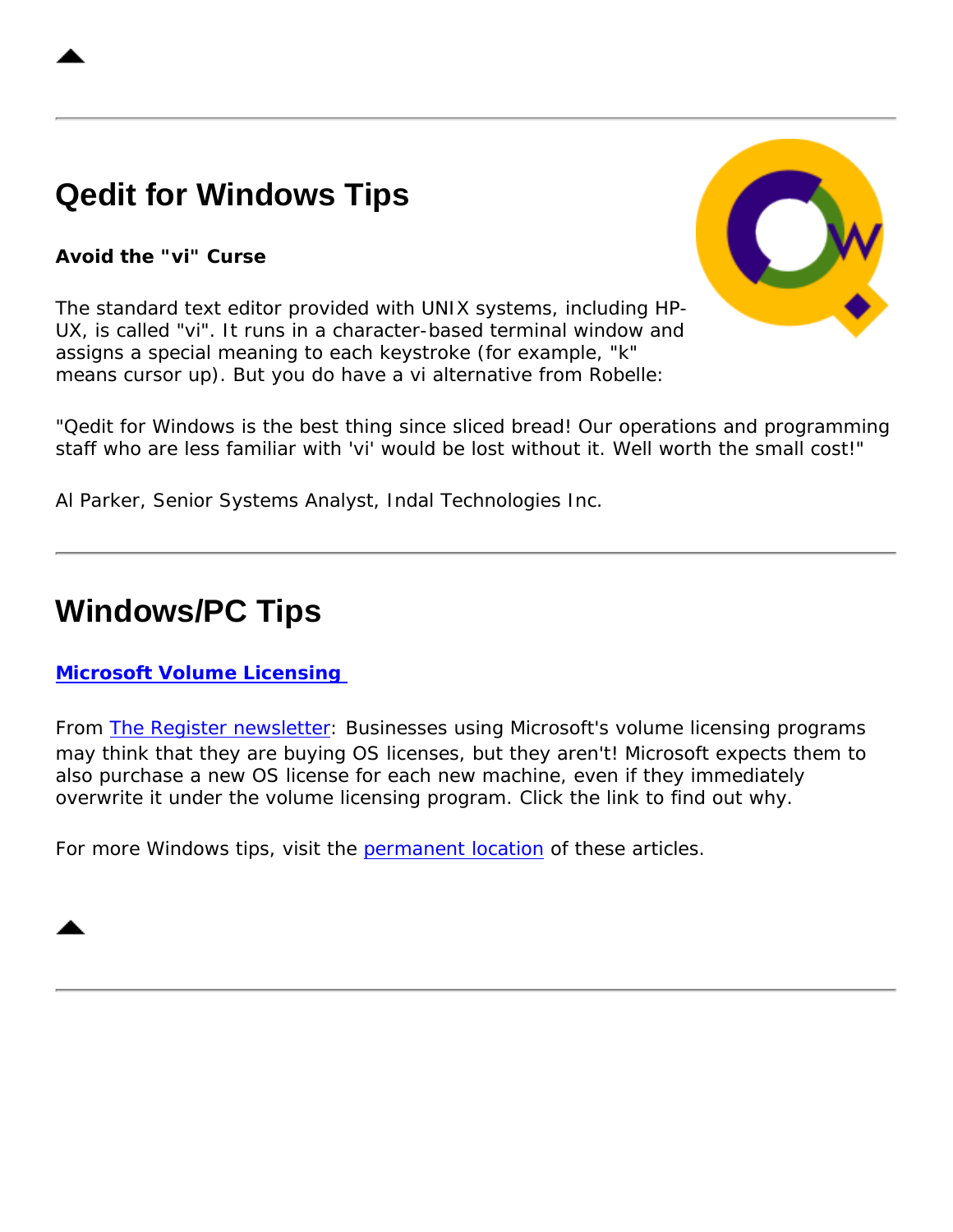# Qedit for Windows Tips

**Avoid the "vi" Curse**

The standard text editor provided with UNIX systems, including HP-UX, is called "vi". It runs in a character-based terminal window and assigns a special meaning to each keystroke (for example, "k" means cursor up). But you do have a vi alternative from Robelle:

"Qedit for Windows is the best thing since sliced bread! Our operations and programming staff who are less familiar with 'vi' would be lost without it. Well worth the small cost!"

Al Parker, Senior Systems Analyst, Indal Technologies Inc.

---

# Windows/PC Tips

**Microsoft Volume Licensing**

From The Register newsletter: Businesses using Microsoft's volume licensing programs may think that they are buying OS licenses, but they aren't! Microsoft expects them to also purchase a new OS license for each new machine, even if they immediately overwrite it under the volume licensing program. Click the link to find out why.

For more Windows tips, visit the permanent location of these articles.

---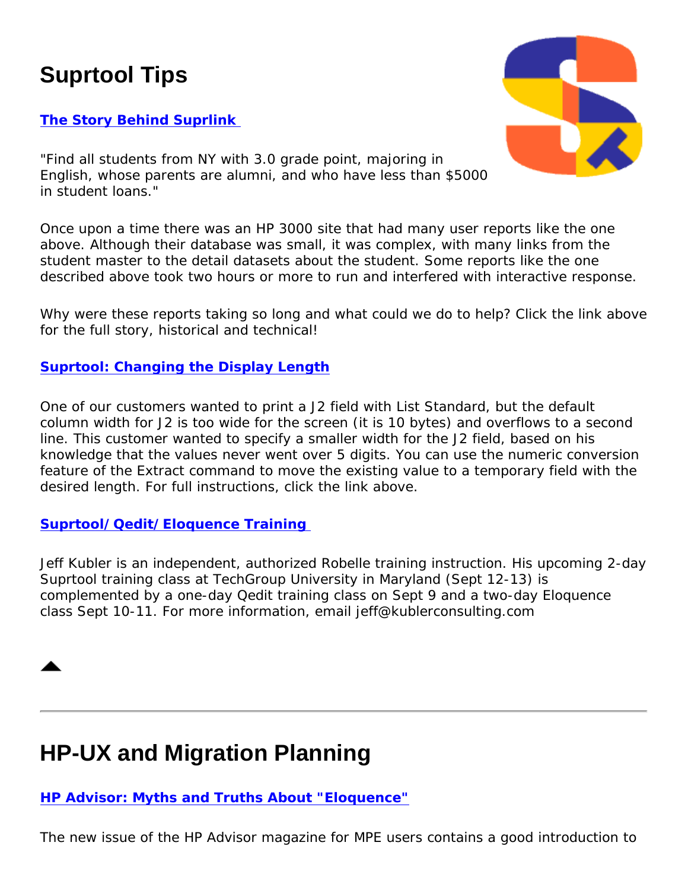# Suprtool Tips

**The Story Behind Suprlink**

"Find all students from NY with 3.0 grade point, majoring in English, whose parents are alumni, and who have less than $5000 in student loans."

Once upon a time there was an HP 3000 site that had many user reports like the one above. Although their database was small, it was complex, with many links from the student master to the detail datasets about the student. Some reports like the one described above took two hours or more to run and interfered with interactive response.

Why were these reports taking so long and what could we do to help? Click the link above for the full story, historical and technical!

**Suprtool: Changing the Display Length**

One of our customers wanted to print a J2 field with List Standard, but the default column width for J2 is too wide for the screen (it is 10 bytes) and overflows to a second line. This customer wanted to specify a smaller width for the J2 field, based on his knowledge that the values never went over 5 digits. You can use the numeric conversion feature of the Extract command to move the existing value to a temporary field with the desired length. For full instructions, click the link above.

**Suprtool/Qedit/Eloquence Training**

Jeff Kubler is an independent, authorized Robelle training instruction. His upcoming 2-day Suprtool training class at TechGroup University in Maryland (Sept 12-13) is complemented by a one-day Qedit training class on Sept 9 and a two-day Eloquence class Sept 10-11. For more information, email jeff@kublerconsulting.com

---

# HP-UX and Migration Planning

**HP Advisor: Myths and Truths About "Eloquence"**

The new issue of the HP Advisor magazine for MPE users contains a good introduction to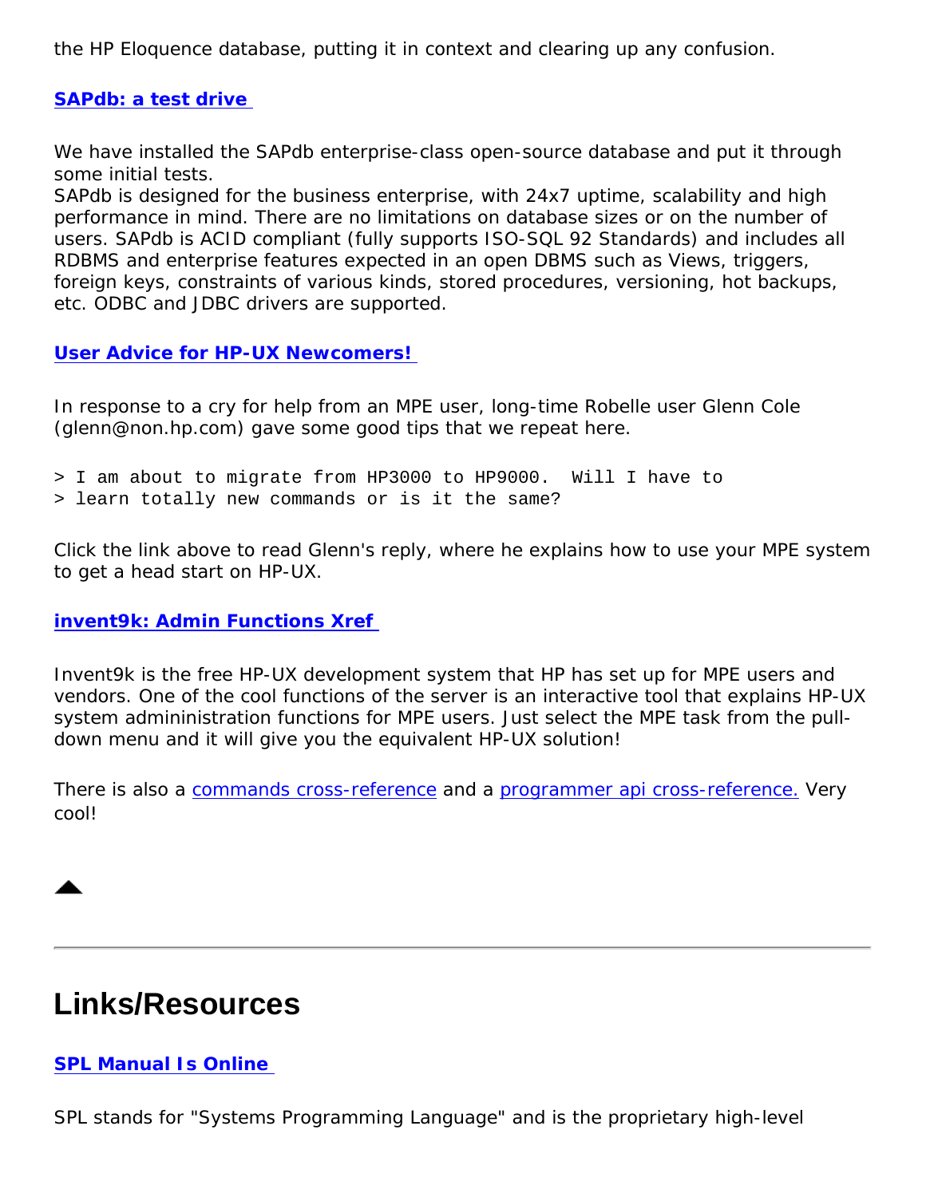the HP Eloquence database, putting it in context and clearing up any confusion.

### SAPdb: a test drive

We have installed the SAPdb enterprise-class open-source database and put it through some initial tests.
SAPdb is designed for the business enterprise, with 24x7 uptime, scalability and high performance in mind. There are no limitations on database sizes or on the number of users. SAPdb is ACID compliant (fully supports ISO-SQL 92 Standards) and includes all RDBMS and enterprise features expected in an open DBMS such as Views, triggers, foreign keys, constraints of various kinds, stored procedures, versioning, hot backups, etc. ODBC and JDBC drivers are supported.

### User Advice for HP-UX Newcomers!

In response to a cry for help from an MPE user, long-time Robelle user Glenn Cole (glenn@non.hp.com) gave some good tips that we repeat here.

```
> I am about to migrate from HP3000 to HP9000.  Will I have to
> learn totally new commands or is it the same?
```

Click the link above to read Glenn's reply, where he explains how to use your MPE system to get a head start on HP-UX.

### invent9k: Admin Functions Xref

Invent9k is the free HP-UX development system that HP has set up for MPE users and vendors. One of the cool functions of the server is an interactive tool that explains HP-UX system admininistration functions for MPE users. Just select the MPE task from the pull-down menu and it will give you the equivalent HP-UX solution!

There is also a commands cross-reference and a programmer api cross-reference. Very cool!

---

## Links/Resources

### SPL Manual Is Online

SPL stands for "Systems Programming Language" and is the proprietary high-level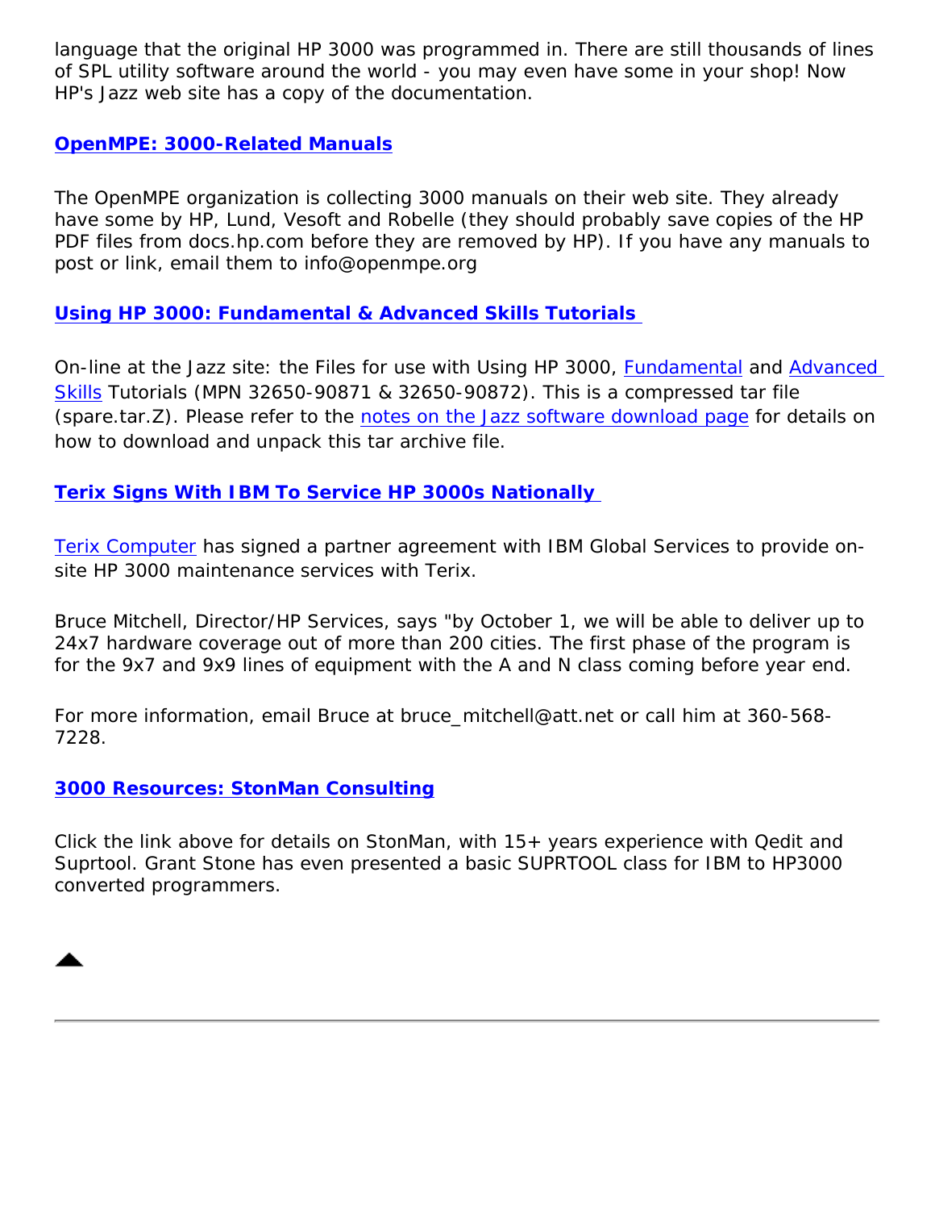language that the original HP 3000 was programmed in. There are still thousands of lines of SPL utility software around the world - you may even have some in your shop! Now HP's Jazz web site has a copy of the documentation.

### OpenMPE: 3000-Related Manuals

The OpenMPE organization is collecting 3000 manuals on their web site. They already have some by HP, Lund, Vesoft and Robelle (they should probably save copies of the HP PDF files from docs.hp.com before they are removed by HP). If you have any manuals to post or link, email them to info@openmpe.org

### Using HP 3000: Fundamental & Advanced Skills Tutorials

On-line at the Jazz site: the Files for use with Using HP 3000, Fundamental and Advanced Skills Tutorials (MPN 32650-90871 & 32650-90872). This is a compressed tar file (spare.tar.Z). Please refer to the notes on the Jazz software download page for details on how to download and unpack this tar archive file.

### Terix Signs With IBM To Service HP 3000s Nationally

Terix Computer has signed a partner agreement with IBM Global Services to provide on-site HP 3000 maintenance services with Terix.

Bruce Mitchell, Director/HP Services, says "by October 1, we will be able to deliver up to 24x7 hardware coverage out of more than 200 cities. The first phase of the program is for the 9x7 and 9x9 lines of equipment with the A and N class coming before year end.

For more information, email Bruce at bruce_mitchell@att.net or call him at 360-568-7228.

### 3000 Resources: StonMan Consulting

Click the link above for details on StonMan, with 15+ years experience with Qedit and Suprtool. Grant Stone has even presented a basic SUPRTOOL class for IBM to HP3000 converted programmers.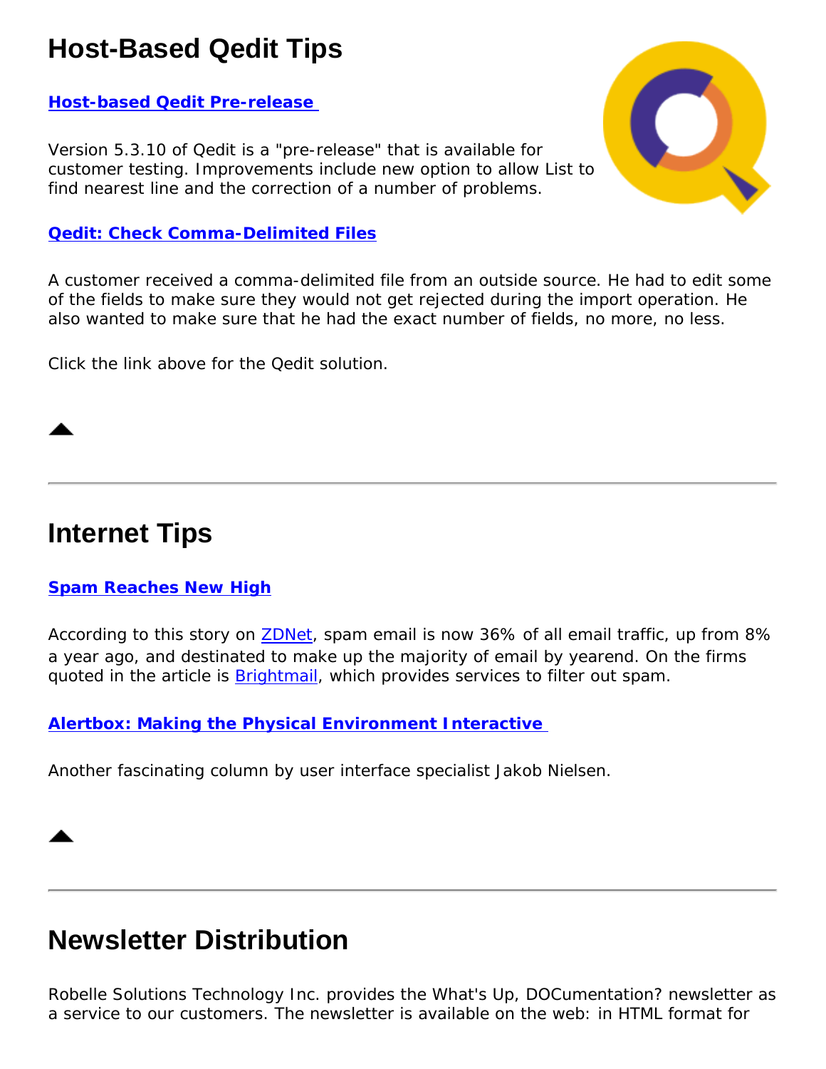## Host-Based Qedit Tips

**Host-based Qedit Pre-release**

Version 5.3.10 of Qedit is a "pre-release" that is available for customer testing. Improvements include new option to allow List to find nearest line and the correction of a number of problems.

**Qedit: Check Comma-Delimited Files**

A customer received a comma-delimited file from an outside source. He had to edit some of the fields to make sure they would not get rejected during the import operation. He also wanted to make sure that he had the exact number of fields, no more, no less.

Click the link above for the Qedit solution.

---

## Internet Tips

**Spam Reaches New High**

According to this story on ZDNet, spam email is now 36% of all email traffic, up from 8% a year ago, and destinated to make up the majority of email by yearend. On the firms quoted in the article is Brightmail, which provides services to filter out spam.

**Alertbox: Making the Physical Environment Interactive**

Another fascinating column by user interface specialist Jakob Nielsen.

---

## Newsletter Distribution

Robelle Solutions Technology Inc. provides the What's Up, DOCumentation? newsletter as a service to our customers. The newsletter is available on the web: in HTML format for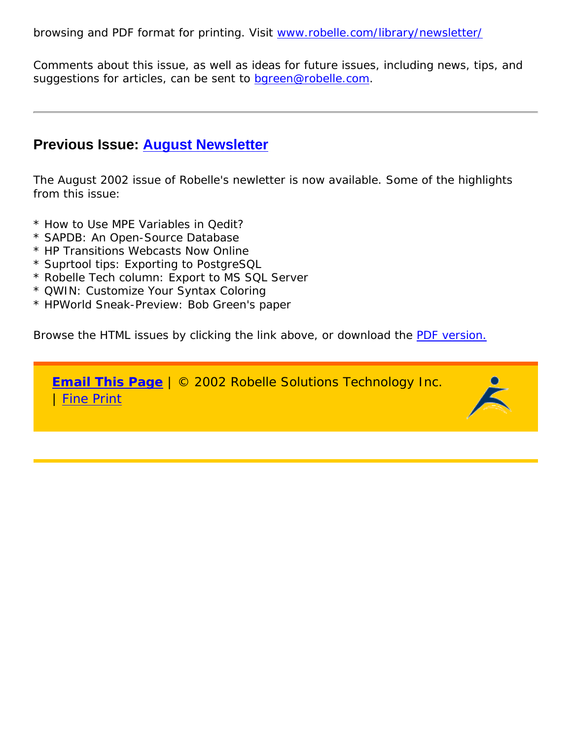browsing and PDF format for printing. Visit [www.robelle.com/library/newsletter/](www.robelle.com/library/newsletter/)

Comments about this issue, as well as ideas for future issues, including news, tips, and suggestions for articles, can be sent to [bgreen@robelle.com](mailto:bgreen@robelle.com).

---

## Previous Issue: [August Newsletter]

The August 2002 issue of Robelle's newletter is now available. Some of the highlights from this issue:

* How to Use MPE Variables in Qedit?
* SAPDB: An Open-Source Database
* HP Transitions Webcasts Now Online
* Suprtool tips: Exporting to PostgreSQL
* Robelle Tech column: Export to MS SQL Server
* QWIN: Customize Your Syntax Coloring
* HPWorld Sneak-Preview: Bob Green's paper

Browse the HTML issues by clicking the link above, or download the [PDF version.]

**[Email This Page]** | © 2002 Robelle Solutions Technology Inc. | [Fine Print]